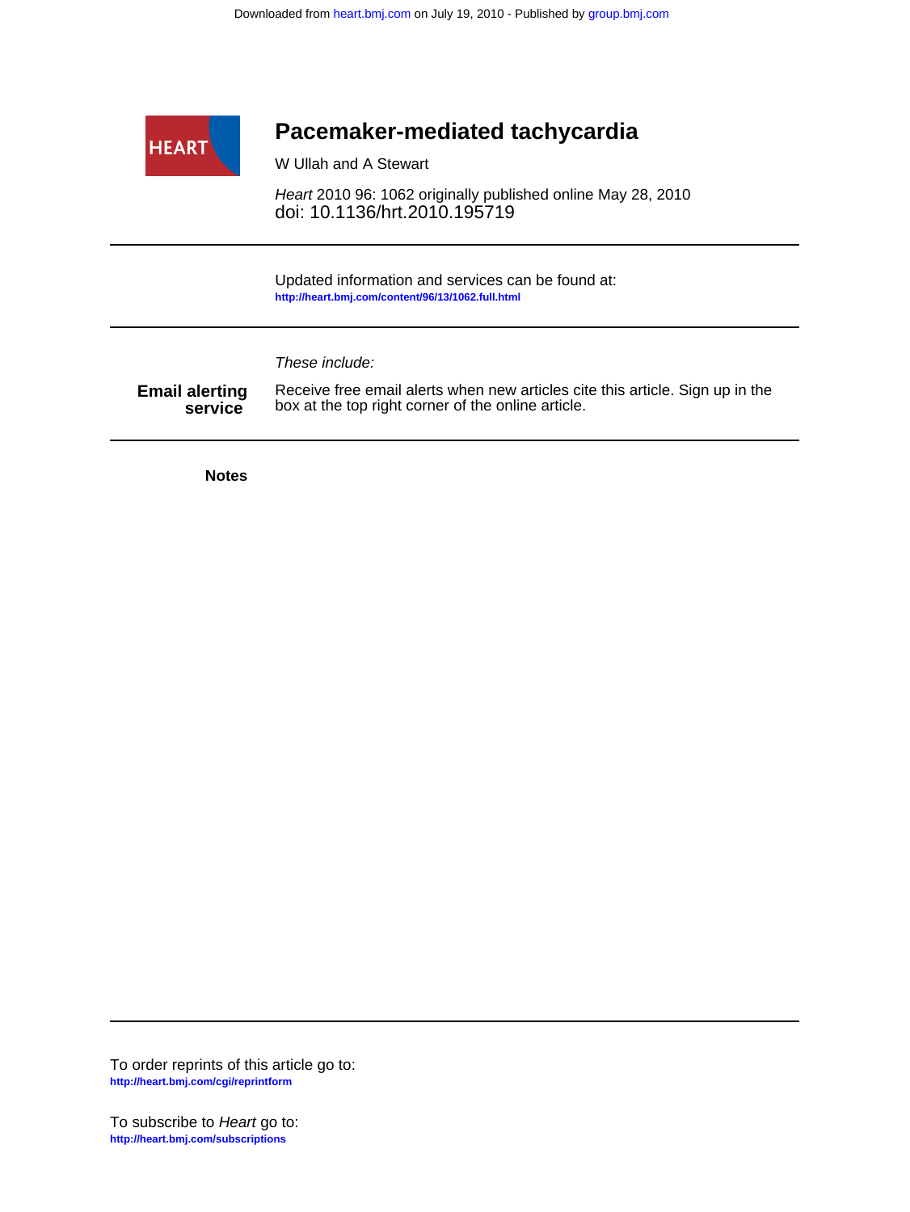Downloaded from heart.bmj.com on July 19, 2010 - Published by group.bmj.com

HEART

# Pacemaker-mediated tachycardia

W Ullah and A Stewart

*Heart* 2010 96: 1062 originally published online May 28, 2010
doi: 10.1136/hrt.2010.195719

---

Updated information and services can be found at:
**http://heart.bmj.com/content/96/13/1062.full.html**

---

*These include:*

**Email alerting service**

Receive free email alerts when new articles cite this article. Sign up in the box at the top right corner of the online article.

---

**Notes**

---

To order reprints of this article go to:
**http://heart.bmj.com/cgi/reprintform**

To subscribe to *Heart* go to:
**http://heart.bmj.com/subscriptions**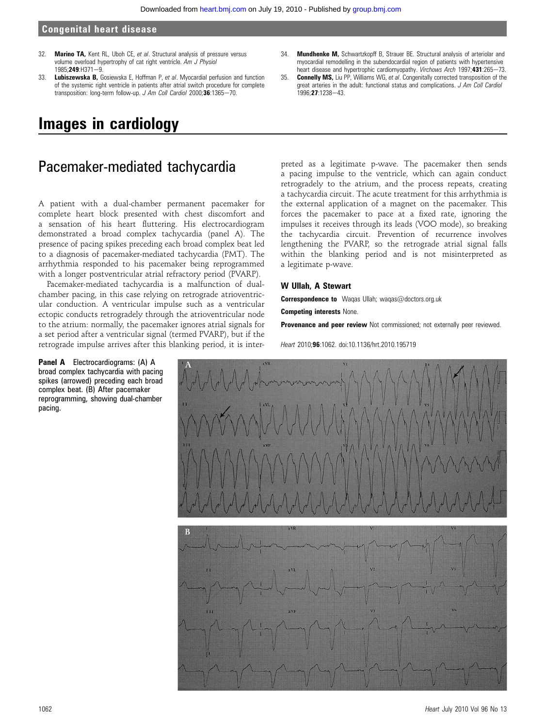32. **Marino TA,** Kent RL, Uboh CE, *et al*. Structural analysis of pressure versus volume overload hypertrophy of cat right ventricle. *Am J Physiol* 1985;**249**:H371—9.
33. **Lubiszewska B,** Gosiewska E, Hoffman P, *et al*. Myocardial perfusion and function of the systemic right ventricle in patients after atrial switch procedure for complete transposition: long-term follow-up. *J Am Coll Cardiol* 2000;**36**:1365—70.
34. **Mundhenke M,** Schwartzkopff B, Strauer BE. Structural analysis of arteriolar and myocardial remodelling in the subendocardial region of patients with hypertensive heart disease and hypertrophic cardiomyopathy. *Virchows Arch* 1997;**431**:265—73.
35. **Connelly MS,** Liu PP, Williams WG, *et al*. Congenitally corrected transposition of the great arteries in the adult: functional status and complications. *J Am Coll Cardiol* 1996;**27**:1238—43.

# Images in cardiology

## Pacemaker-mediated tachycardia

A patient with a dual-chamber permanent pacemaker for complete heart block presented with chest discomfort and a sensation of his heart fluttering. His electrocardiogram demonstrated a broad complex tachycardia (panel A). The presence of pacing spikes preceding each broad complex beat led to a diagnosis of pacemaker-mediated tachycardia (PMT). The arrhythmia responded to his pacemaker being reprogrammed with a longer postventricular atrial refractory period (PVARP).

Pacemaker-mediated tachycardia is a malfunction of dual-chamber pacing, in this case relying on retrograde atrioventricular conduction. A ventricular impulse such as a ventricular ectopic conducts retrogradely through the atrioventricular node to the atrium: normally, the pacemaker ignores atrial signals for a set period after a ventricular signal (termed PVARP), but if the retrograde impulse arrives after this blanking period, it is interpreted as a legitimate p-wave. The pacemaker then sends a pacing impulse to the ventricle, which can again conduct retrogradely to the atrium, and the process repeats, creating a tachycardia circuit. The acute treatment for this arrhythmia is the external application of a magnet on the pacemaker. This forces the pacemaker to pace at a fixed rate, ignoring the impulses it receives through its leads (VOO mode), so breaking the tachycardia circuit. Prevention of recurrence involves lengthening the PVARP, so the retrograde atrial signal falls within the blanking period and is not misinterpreted as a legitimate p-wave.

**W Ullah, A Stewart**

**Correspondence to** Waqas Ullah; waqas@doctors.org.uk

**Competing interests** None.

**Provenance and peer review** Not commissioned; not externally peer reviewed.

*Heart* 2010;**96**:1062. doi:10.1136/hrt.2010.195719

**Panel A** Electrocardiograms: (A) A broad complex tachycardia with pacing spikes (arrowed) preceding each broad complex beat. (B) After pacemaker reprogramming, showing dual-chamber pacing.